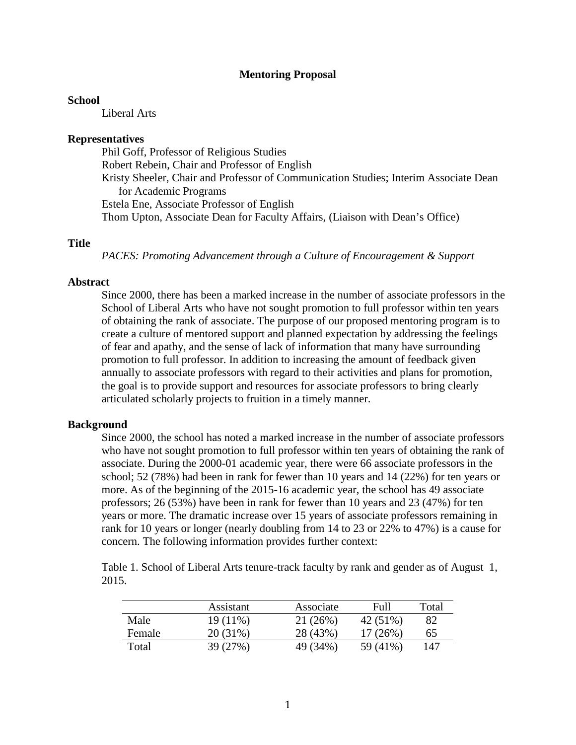# Mentoring Proposal

**School**

Liberal Arts

**Representatives**

Phil Goff, Professor of Religious Studies
Robert Rebein, Chair and Professor of English
Kristy Sheeler, Chair and Professor of Communication Studies; Interim Associate Dean for Academic Programs
Estela Ene, Associate Professor of English
Thom Upton, Associate Dean for Faculty Affairs, (Liaison with Dean's Office)

**Title**

*PACES: Promoting Advancement through a Culture of Encouragement & Support*

**Abstract**

Since 2000, there has been a marked increase in the number of associate professors in the School of Liberal Arts who have not sought promotion to full professor within ten years of obtaining the rank of associate. The purpose of our proposed mentoring program is to create a culture of mentored support and planned expectation by addressing the feelings of fear and apathy, and the sense of lack of information that many have surrounding promotion to full professor. In addition to increasing the amount of feedback given annually to associate professors with regard to their activities and plans for promotion, the goal is to provide support and resources for associate professors to bring clearly articulated scholarly projects to fruition in a timely manner.

**Background**

Since 2000, the school has noted a marked increase in the number of associate professors who have not sought promotion to full professor within ten years of obtaining the rank of associate. During the 2000-01 academic year, there were 66 associate professors in the school; 52 (78%) had been in rank for fewer than 10 years and 14 (22%) for ten years or more. As of the beginning of the 2015-16 academic year, the school has 49 associate professors; 26 (53%) have been in rank for fewer than 10 years and 23 (47%) for ten years or more. The dramatic increase over 15 years of associate professors remaining in rank for 10 years or longer (nearly doubling from 14 to 23 or 22% to 47%) is a cause for concern. The following information provides further context:

Table 1. School of Liberal Arts tenure-track faculty by rank and gender as of August 1, 2015.

| | Assistant | Associate | Full | Total |
|---|---|---|---|---|
| Male | 19 (11%) | 21 (26%) | 42 (51%) | 82 |
| Female | 20 (31%) | 28 (43%) | 17 (26%) | 65 |
| Total | 39 (27%) | 49 (34%) | 59 (41%) | 147 |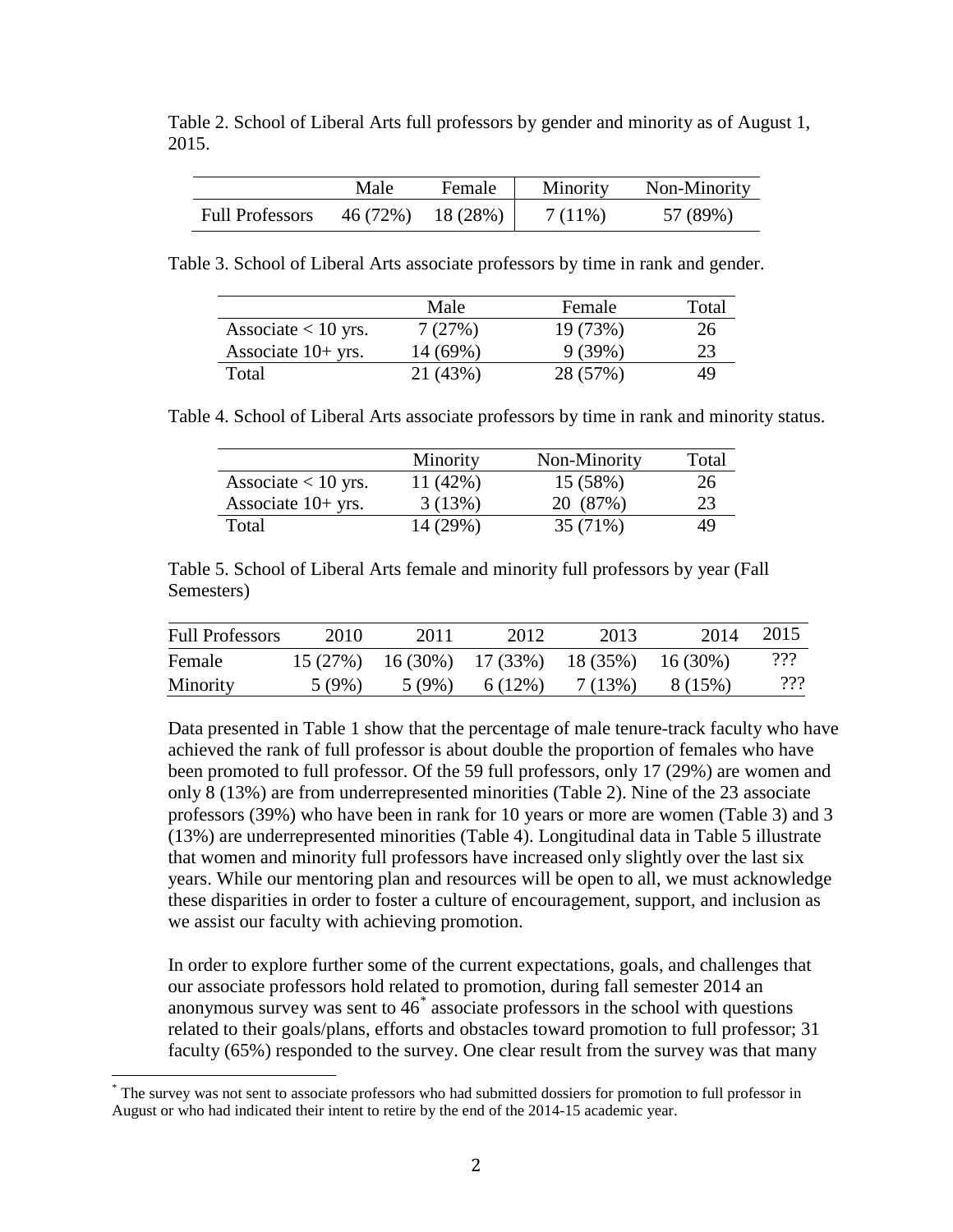Table 2. School of Liberal Arts full professors by gender and minority as of August 1, 2015.

| | Male | Female | Minority | Non-Minority |
|---|---|---|---|---|
| Full Professors | 46 (72%) | 18 (28%) | 7 (11%) | 57 (89%) |

Table 3. School of Liberal Arts associate professors by time in rank and gender.

| | Male | Female | Total |
|---|---|---|---|
| Associate < 10 yrs. | 7 (27%) | 19 (73%) | 26 |
| Associate 10+ yrs. | 14 (69%) | 9 (39%) | 23 |
| Total | 21 (43%) | 28 (57%) | 49 |

Table 4. School of Liberal Arts associate professors by time in rank and minority status.

| | Minority | Non-Minority | Total |
|---|---|---|---|
| Associate < 10 yrs. | 11 (42%) | 15 (58%) | 26 |
| Associate 10+ yrs. | 3 (13%) | 20 (87%) | 23 |
| Total | 14 (29%) | 35 (71%) | 49 |

Table 5. School of Liberal Arts female and minority full professors by year (Fall Semesters)

| Full Professors | 2010 | 2011 | 2012 | 2013 | 2014 | 2015 |
|---|---|---|---|---|---|---|
| Female | 15 (27%) | 16 (30%) | 17 (33%) | 18 (35%) | 16 (30%) | ??? |
| Minority | 5 (9%) | 5 (9%) | 6 (12%) | 7 (13%) | 8 (15%) | ??? |

Data presented in Table 1 show that the percentage of male tenure-track faculty who have achieved the rank of full professor is about double the proportion of females who have been promoted to full professor. Of the 59 full professors, only 17 (29%) are women and only 8 (13%) are from underrepresented minorities (Table 2). Nine of the 23 associate professors (39%) who have been in rank for 10 years or more are women (Table 3) and 3 (13%) are underrepresented minorities (Table 4). Longitudinal data in Table 5 illustrate that women and minority full professors have increased only slightly over the last six years. While our mentoring plan and resources will be open to all, we must acknowledge these disparities in order to foster a culture of encouragement, support, and inclusion as we assist our faculty with achieving promotion.

In order to explore further some of the current expectations, goals, and challenges that our associate professors hold related to promotion, during fall semester 2014 an anonymous survey was sent to 46* associate professors in the school with questions related to their goals/plans, efforts and obstacles toward promotion to full professor; 31 faculty (65%) responded to the survey. One clear result from the survey was that many

* The survey was not sent to associate professors who had submitted dossiers for promotion to full professor in August or who had indicated their intent to retire by the end of the 2014-15 academic year.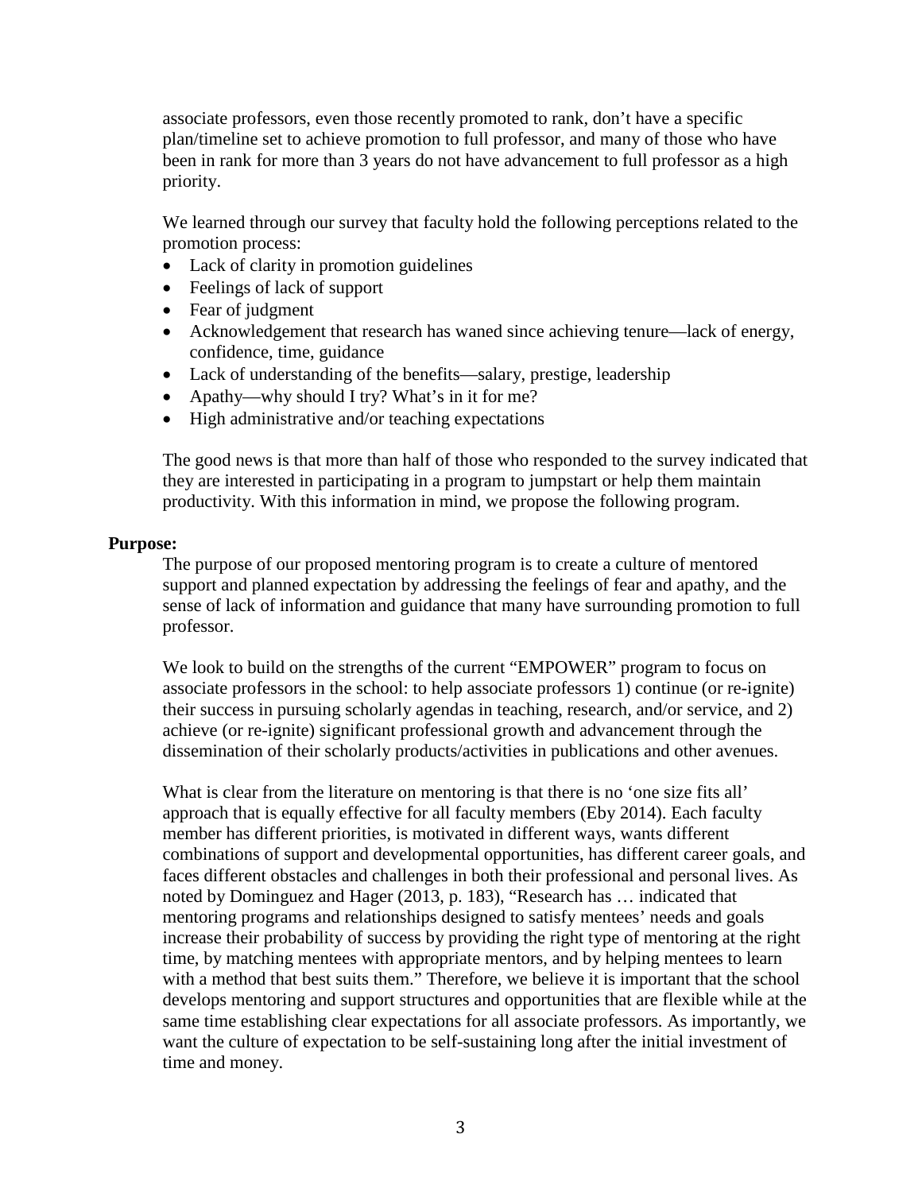associate professors, even those recently promoted to rank, don't have a specific plan/timeline set to achieve promotion to full professor, and many of those who have been in rank for more than 3 years do not have advancement to full professor as a high priority.

We learned through our survey that faculty hold the following perceptions related to the promotion process:

- Lack of clarity in promotion guidelines
- Feelings of lack of support
- Fear of judgment
- Acknowledgement that research has waned since achieving tenure—lack of energy, confidence, time, guidance
- Lack of understanding of the benefits—salary, prestige, leadership
- Apathy—why should I try? What's in it for me?
- High administrative and/or teaching expectations

The good news is that more than half of those who responded to the survey indicated that they are interested in participating in a program to jumpstart or help them maintain productivity. With this information in mind, we propose the following program.

**Purpose:**

The purpose of our proposed mentoring program is to create a culture of mentored support and planned expectation by addressing the feelings of fear and apathy, and the sense of lack of information and guidance that many have surrounding promotion to full professor.

We look to build on the strengths of the current "EMPOWER" program to focus on associate professors in the school: to help associate professors 1) continue (or re-ignite) their success in pursuing scholarly agendas in teaching, research, and/or service, and 2) achieve (or re-ignite) significant professional growth and advancement through the dissemination of their scholarly products/activities in publications and other avenues.

What is clear from the literature on mentoring is that there is no 'one size fits all' approach that is equally effective for all faculty members (Eby 2014). Each faculty member has different priorities, is motivated in different ways, wants different combinations of support and developmental opportunities, has different career goals, and faces different obstacles and challenges in both their professional and personal lives. As noted by Dominguez and Hager (2013, p. 183), "Research has … indicated that mentoring programs and relationships designed to satisfy mentees' needs and goals increase their probability of success by providing the right type of mentoring at the right time, by matching mentees with appropriate mentors, and by helping mentees to learn with a method that best suits them." Therefore, we believe it is important that the school develops mentoring and support structures and opportunities that are flexible while at the same time establishing clear expectations for all associate professors. As importantly, we want the culture of expectation to be self-sustaining long after the initial investment of time and money.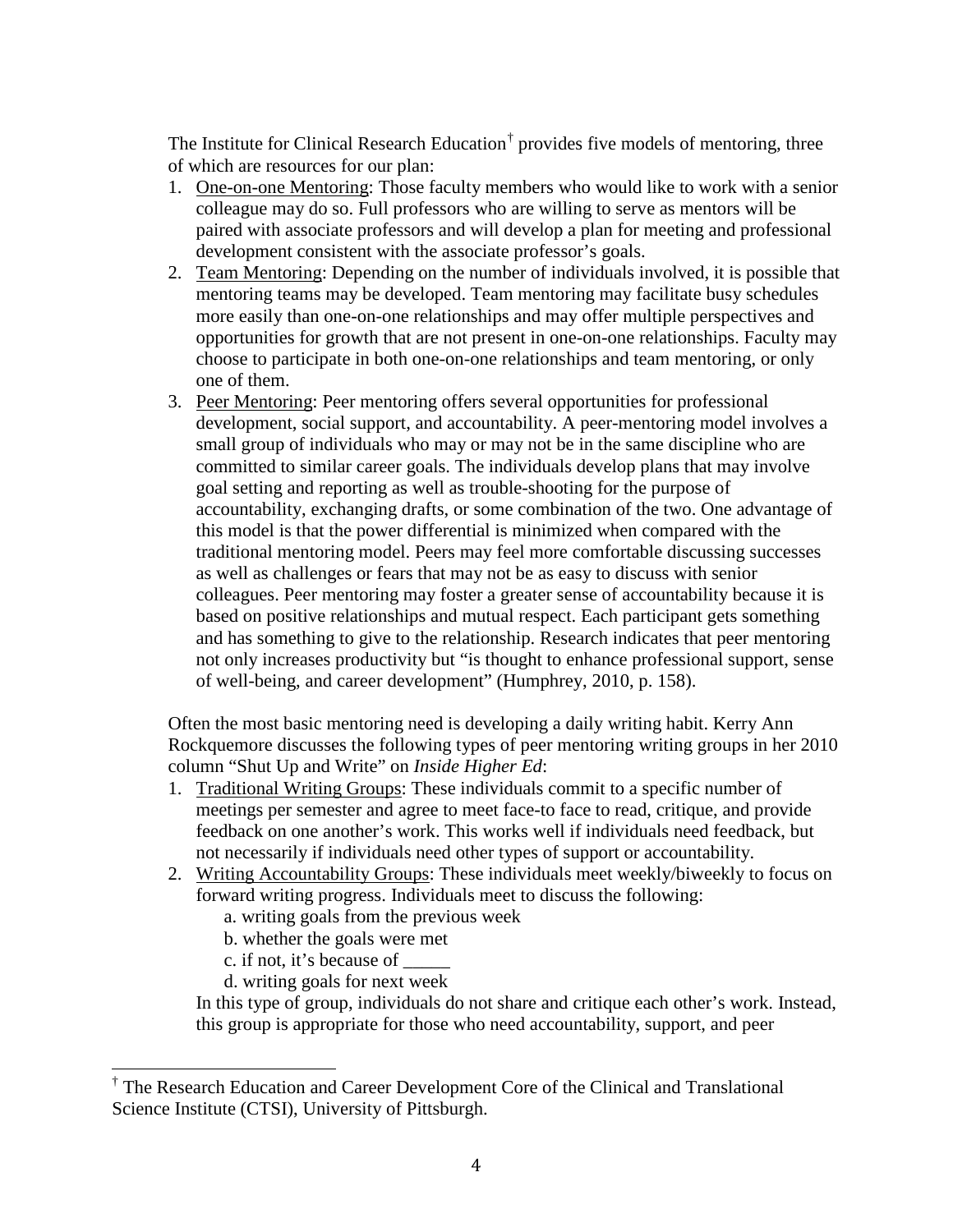The Institute for Clinical Research Education[†] provides five models of mentoring, three of which are resources for our plan:

1. <u>One-on-one Mentoring</u>: Those faculty members who would like to work with a senior colleague may do so. Full professors who are willing to serve as mentors will be paired with associate professors and will develop a plan for meeting and professional development consistent with the associate professor's goals.
2. <u>Team Mentoring</u>: Depending on the number of individuals involved, it is possible that mentoring teams may be developed. Team mentoring may facilitate busy schedules more easily than one-on-one relationships and may offer multiple perspectives and opportunities for growth that are not present in one-on-one relationships. Faculty may choose to participate in both one-on-one relationships and team mentoring, or only one of them.
3. <u>Peer Mentoring</u>: Peer mentoring offers several opportunities for professional development, social support, and accountability. A peer-mentoring model involves a small group of individuals who may or may not be in the same discipline who are committed to similar career goals. The individuals develop plans that may involve goal setting and reporting as well as trouble-shooting for the purpose of accountability, exchanging drafts, or some combination of the two. One advantage of this model is that the power differential is minimized when compared with the traditional mentoring model. Peers may feel more comfortable discussing successes as well as challenges or fears that may not be as easy to discuss with senior colleagues. Peer mentoring may foster a greater sense of accountability because it is based on positive relationships and mutual respect. Each participant gets something and has something to give to the relationship. Research indicates that peer mentoring not only increases productivity but "is thought to enhance professional support, sense of well-being, and career development" (Humphrey, 2010, p. 158).

Often the most basic mentoring need is developing a daily writing habit. Kerry Ann Rockquemore discusses the following types of peer mentoring writing groups in her 2010 column "Shut Up and Write" on *Inside Higher Ed*:

1. <u>Traditional Writing Groups</u>: These individuals commit to a specific number of meetings per semester and agree to meet face-to face to read, critique, and provide feedback on one another's work. This works well if individuals need feedback, but not necessarily if individuals need other types of support or accountability.
2. <u>Writing Accountability Groups</u>: These individuals meet weekly/biweekly to focus on forward writing progress. Individuals meet to discuss the following:
   a. writing goals from the previous week
   b. whether the goals were met
   c. if not, it's because of _____
   d. writing goals for next week

   In this type of group, individuals do not share and critique each other's work. Instead, this group is appropriate for those who need accountability, support, and peer

[†] The Research Education and Career Development Core of the Clinical and Translational Science Institute (CTSI), University of Pittsburgh.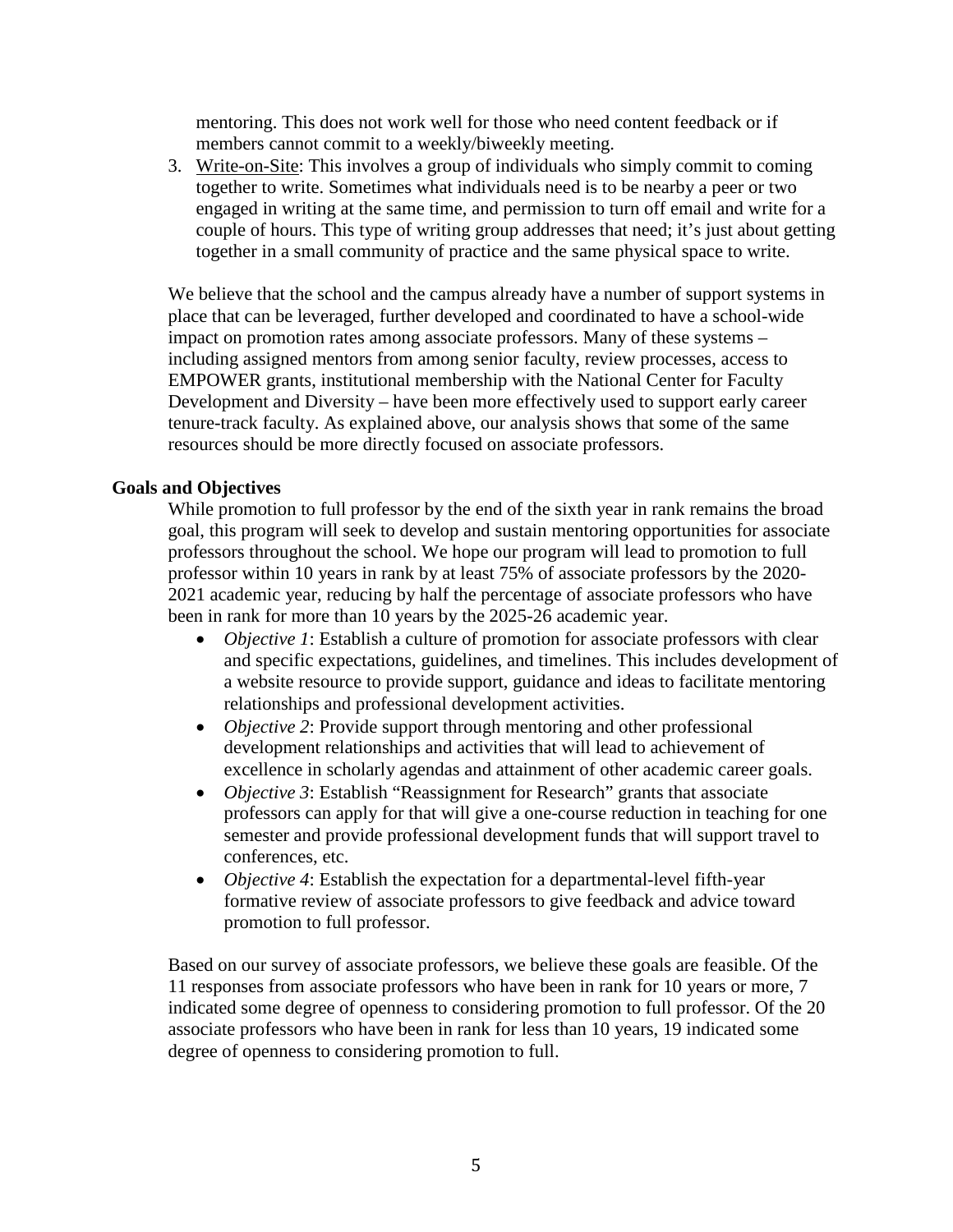mentoring. This does not work well for those who need content feedback or if members cannot commit to a weekly/biweekly meeting.

3. Write-on-Site: This involves a group of individuals who simply commit to coming together to write. Sometimes what individuals need is to be nearby a peer or two engaged in writing at the same time, and permission to turn off email and write for a couple of hours. This type of writing group addresses that need; it's just about getting together in a small community of practice and the same physical space to write.

We believe that the school and the campus already have a number of support systems in place that can be leveraged, further developed and coordinated to have a school-wide impact on promotion rates among associate professors. Many of these systems – including assigned mentors from among senior faculty, review processes, access to EMPOWER grants, institutional membership with the National Center for Faculty Development and Diversity – have been more effectively used to support early career tenure-track faculty. As explained above, our analysis shows that some of the same resources should be more directly focused on associate professors.

**Goals and Objectives**

While promotion to full professor by the end of the sixth year in rank remains the broad goal, this program will seek to develop and sustain mentoring opportunities for associate professors throughout the school. We hope our program will lead to promotion to full professor within 10 years in rank by at least 75% of associate professors by the 2020-2021 academic year, reducing by half the percentage of associate professors who have been in rank for more than 10 years by the 2025-26 academic year.

- *Objective 1*: Establish a culture of promotion for associate professors with clear and specific expectations, guidelines, and timelines. This includes development of a website resource to provide support, guidance and ideas to facilitate mentoring relationships and professional development activities.
- *Objective 2*: Provide support through mentoring and other professional development relationships and activities that will lead to achievement of excellence in scholarly agendas and attainment of other academic career goals.
- *Objective 3*: Establish "Reassignment for Research" grants that associate professors can apply for that will give a one-course reduction in teaching for one semester and provide professional development funds that will support travel to conferences, etc.
- *Objective 4*: Establish the expectation for a departmental-level fifth-year formative review of associate professors to give feedback and advice toward promotion to full professor.

Based on our survey of associate professors, we believe these goals are feasible. Of the 11 responses from associate professors who have been in rank for 10 years or more, 7 indicated some degree of openness to considering promotion to full professor. Of the 20 associate professors who have been in rank for less than 10 years, 19 indicated some degree of openness to considering promotion to full.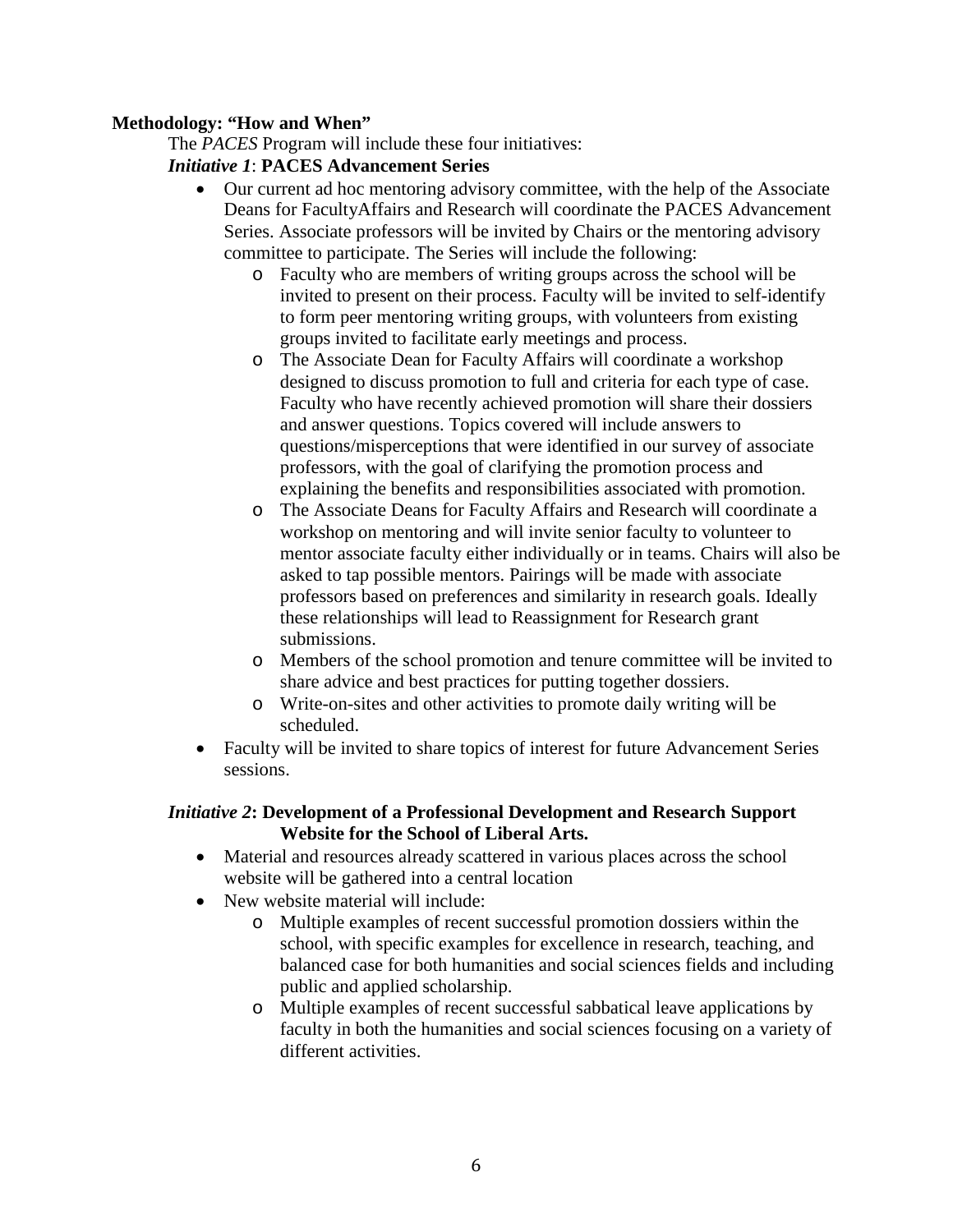**Methodology: "How and When"**

The *PACES* Program will include these four initiatives:

***Initiative 1*: PACES Advancement Series**

- Our current ad hoc mentoring advisory committee, with the help of the Associate Deans for FacultyAffairs and Research will coordinate the PACES Advancement Series. Associate professors will be invited by Chairs or the mentoring advisory committee to participate. The Series will include the following:
  - Faculty who are members of writing groups across the school will be invited to present on their process. Faculty will be invited to self-identify to form peer mentoring writing groups, with volunteers from existing groups invited to facilitate early meetings and process.
  - The Associate Dean for Faculty Affairs will coordinate a workshop designed to discuss promotion to full and criteria for each type of case. Faculty who have recently achieved promotion will share their dossiers and answer questions. Topics covered will include answers to questions/misperceptions that were identified in our survey of associate professors, with the goal of clarifying the promotion process and explaining the benefits and responsibilities associated with promotion.
  - The Associate Deans for Faculty Affairs and Research will coordinate a workshop on mentoring and will invite senior faculty to volunteer to mentor associate faculty either individually or in teams. Chairs will also be asked to tap possible mentors. Pairings will be made with associate professors based on preferences and similarity in research goals. Ideally these relationships will lead to Reassignment for Research grant submissions.
  - Members of the school promotion and tenure committee will be invited to share advice and best practices for putting together dossiers.
  - Write-on-sites and other activities to promote daily writing will be scheduled.
- Faculty will be invited to share topics of interest for future Advancement Series sessions.

***Initiative 2*: Development of a Professional Development and Research Support Website for the School of Liberal Arts.**

- Material and resources already scattered in various places across the school website will be gathered into a central location
- New website material will include:
  - Multiple examples of recent successful promotion dossiers within the school, with specific examples for excellence in research, teaching, and balanced case for both humanities and social sciences fields and including public and applied scholarship.
  - Multiple examples of recent successful sabbatical leave applications by faculty in both the humanities and social sciences focusing on a variety of different activities.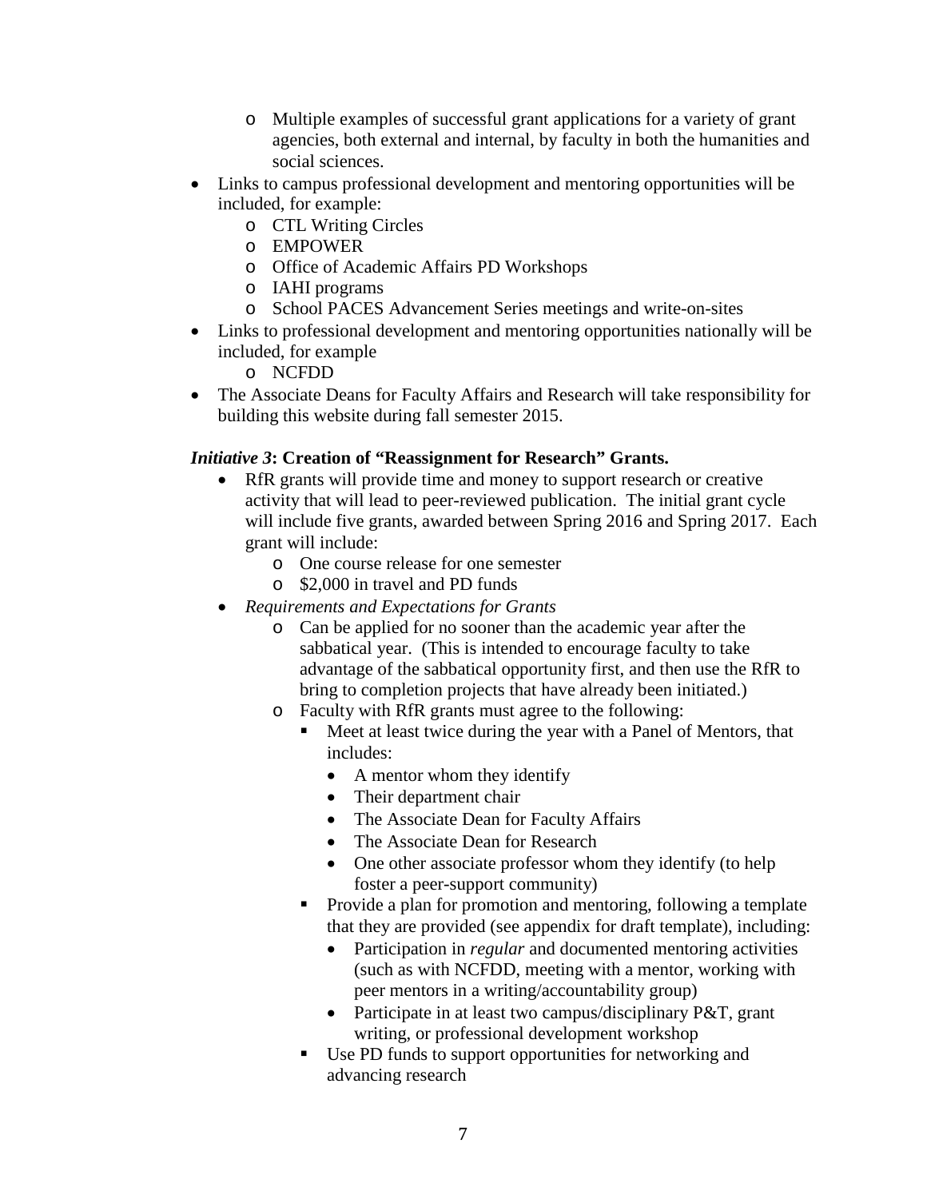- Multiple examples of successful grant applications for a variety of grant agencies, both external and internal, by faculty in both the humanities and social sciences.
- Links to campus professional development and mentoring opportunities will be included, for example:
    - CTL Writing Circles
    - EMPOWER
    - Office of Academic Affairs PD Workshops
    - IAHI programs
    - School PACES Advancement Series meetings and write-on-sites
- Links to professional development and mentoring opportunities nationally will be included, for example
    - NCFDD
- The Associate Deans for Faculty Affairs and Research will take responsibility for building this website during fall semester 2015.

***Initiative 3*: Creation of "Reassignment for Research" Grants.**

- RfR grants will provide time and money to support research or creative activity that will lead to peer-reviewed publication. The initial grant cycle will include five grants, awarded between Spring 2016 and Spring 2017. Each grant will include:
    - One course release for one semester
    - $2,000 in travel and PD funds
- *Requirements and Expectations for Grants*
    - Can be applied for no sooner than the academic year after the sabbatical year. (This is intended to encourage faculty to take advantage of the sabbatical opportunity first, and then use the RfR to bring to completion projects that have already been initiated.)
    - Faculty with RfR grants must agree to the following:
        - Meet at least twice during the year with a Panel of Mentors, that includes:
            - A mentor whom they identify
            - Their department chair
            - The Associate Dean for Faculty Affairs
            - The Associate Dean for Research
            - One other associate professor whom they identify (to help foster a peer-support community)
        - Provide a plan for promotion and mentoring, following a template that they are provided (see appendix for draft template), including:
            - Participation in *regular* and documented mentoring activities (such as with NCFDD, meeting with a mentor, working with peer mentors in a writing/accountability group)
            - Participate in at least two campus/disciplinary P&T, grant writing, or professional development workshop
        - Use PD funds to support opportunities for networking and advancing research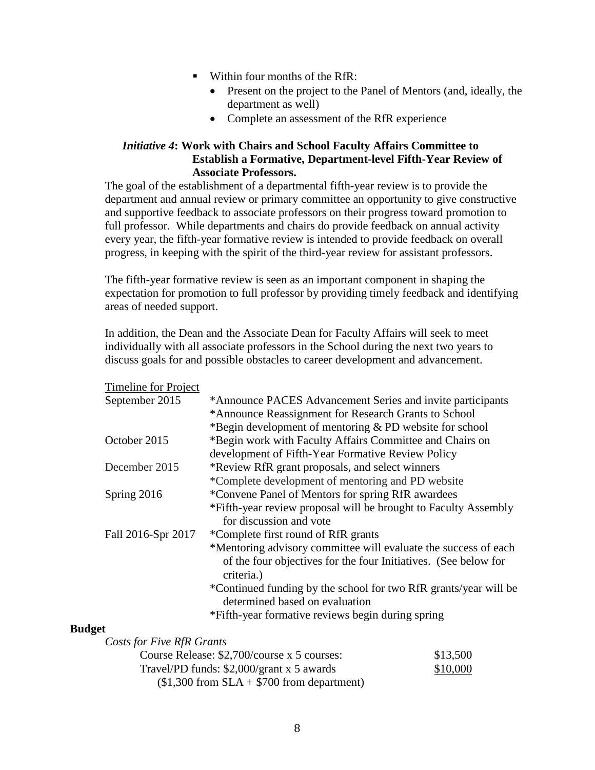- Within four months of the RfR:
  - Present on the project to the Panel of Mentors (and, ideally, the department as well)
  - Complete an assessment of the RfR experience

***Initiative 4*: Work with Chairs and School Faculty Affairs Committee to Establish a Formative, Department-level Fifth-Year Review of Associate Professors.**

The goal of the establishment of a departmental fifth-year review is to provide the department and annual review or primary committee an opportunity to give constructive and supportive feedback to associate professors on their progress toward promotion to full professor. While departments and chairs do provide feedback on annual activity every year, the fifth-year formative review is intended to provide feedback on overall progress, in keeping with the spirit of the third-year review for assistant professors.

The fifth-year formative review is seen as an important component in shaping the expectation for promotion to full professor by providing timely feedback and identifying areas of needed support.

In addition, the Dean and the Associate Dean for Faculty Affairs will seek to meet individually with all associate professors in the School during the next two years to discuss goals for and possible obstacles to career development and advancement.

<u>Timeline for Project</u>

| | |
|---|---|
| September 2015 | *Announce PACES Advancement Series and invite participants<br>*Announce Reassignment for Research Grants to School<br>*Begin development of mentoring & PD website for school |
| October 2015 | *Begin work with Faculty Affairs Committee and Chairs on development of Fifth-Year Formative Review Policy |
| December 2015 | *Review RfR grant proposals, and select winners<br>*Complete development of mentoring and PD website |
| Spring 2016 | *Convene Panel of Mentors for spring RfR awardees<br>*Fifth-year review proposal will be brought to Faculty Assembly for discussion and vote |
| Fall 2016-Spr 2017 | *Complete first round of RfR grants<br>*Mentoring advisory committee will evaluate the success of each of the four objectives for the four Initiatives. (See below for criteria.)<br>*Continued funding by the school for two RfR grants/year will be determined based on evaluation<br>*Fifth-year formative reviews begin during spring |

**Budget**

*Costs for Five RfR Grants*

| | |
|---|---|
| Course Release: \$2,700/course x 5 courses: | \$13,500 |
| Travel/PD funds: \$2,000/grant x 5 awards<br>(\$1,300 from SLA + \$700 from department) | <u>\$10,000</u> |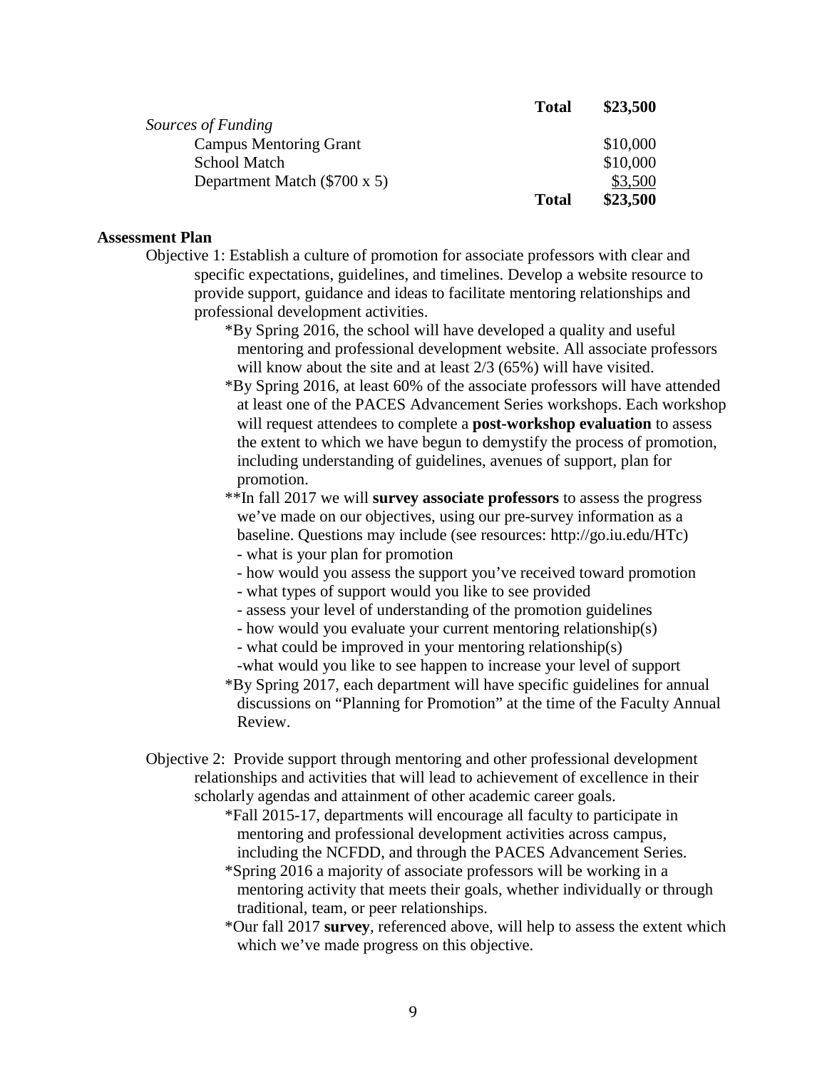| | | |
|---|---|---|
| | **Total** | **\$23,500** |
| *Sources of Funding* | | |
| Campus Mentoring Grant | | \$10,000 |
| School Match | | \$10,000 |
| Department Match (\$700 x 5) | | \$3,500 |
| | **Total** | **\$23,500** |

**Assessment Plan**

Objective 1: Establish a culture of promotion for associate professors with clear and specific expectations, guidelines, and timelines. Develop a website resource to provide support, guidance and ideas to facilitate mentoring relationships and professional development activities.

*By Spring 2016, the school will have developed a quality and useful mentoring and professional development website. All associate professors will know about the site and at least 2/3 (65%) will have visited.

*By Spring 2016, at least 60% of the associate professors will have attended at least one of the PACES Advancement Series workshops. Each workshop will request attendees to complete a **post-workshop evaluation** to assess the extent to which we have begun to demystify the process of promotion, including understanding of guidelines, avenues of support, plan for promotion.

**In fall 2017 we will **survey associate professors** to assess the progress we've made on our objectives, using our pre-survey information as a baseline. Questions may include (see resources: http://go.iu.edu/HTc)
- what is your plan for promotion
- how would you assess the support you've received toward promotion
- what types of support would you like to see provided
- assess your level of understanding of the promotion guidelines
- how would you evaluate your current mentoring relationship(s)
- what could be improved in your mentoring relationship(s)
- what would you like to see happen to increase your level of support

*By Spring 2017, each department will have specific guidelines for annual discussions on "Planning for Promotion" at the time of the Faculty Annual Review.

Objective 2: Provide support through mentoring and other professional development relationships and activities that will lead to achievement of excellence in their scholarly agendas and attainment of other academic career goals.

*Fall 2015-17, departments will encourage all faculty to participate in mentoring and professional development activities across campus, including the NCFDD, and through the PACES Advancement Series.

*Spring 2016 a majority of associate professors will be working in a mentoring activity that meets their goals, whether individually or through traditional, team, or peer relationships.

*Our fall 2017 **survey**, referenced above, will help to assess the extent which which we've made progress on this objective.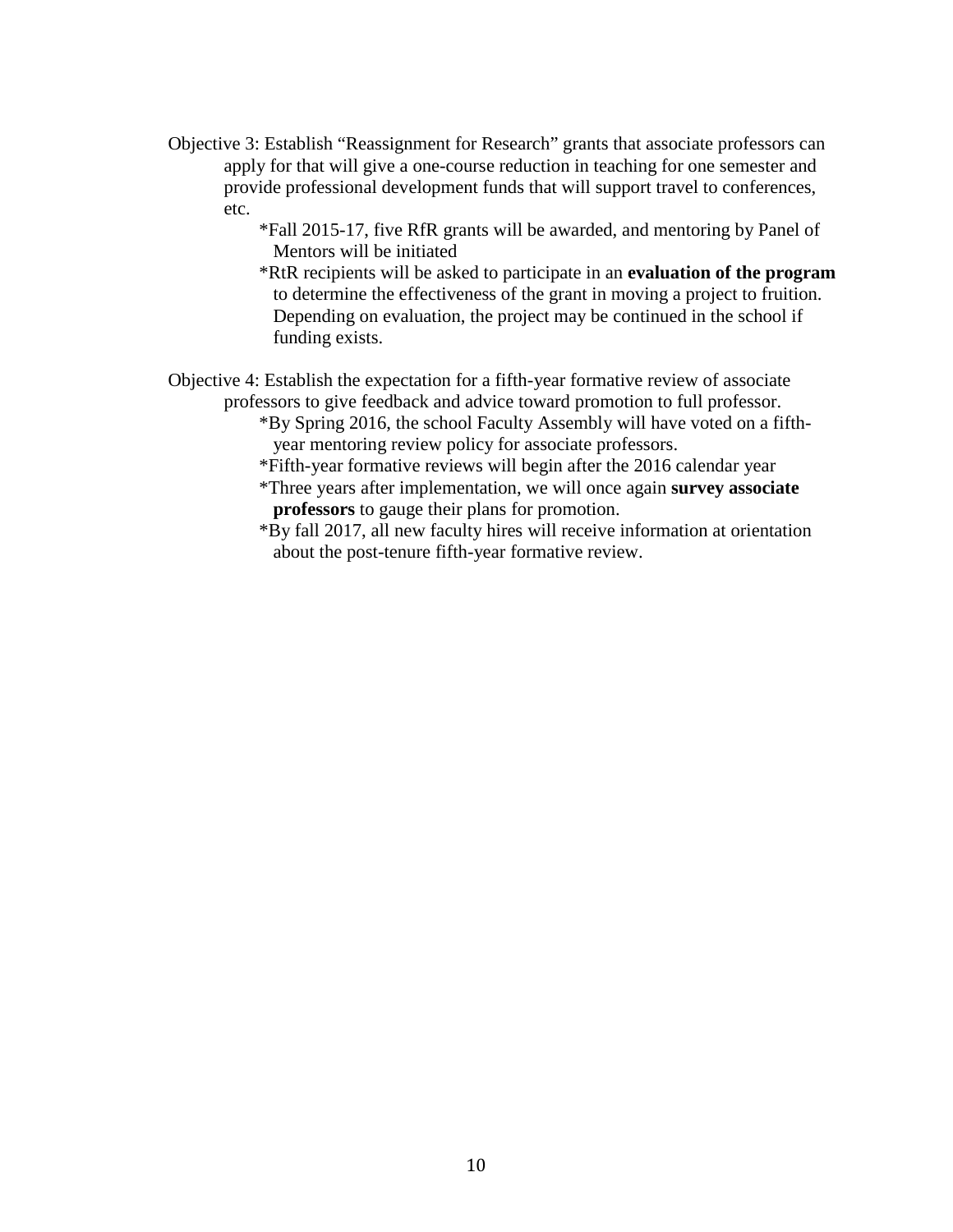Objective 3: Establish “Reassignment for Research” grants that associate professors can apply for that will give a one-course reduction in teaching for one semester and provide professional development funds that will support travel to conferences, etc.

- *Fall 2015-17, five RfR grants will be awarded, and mentoring by Panel of Mentors will be initiated
- *RtR recipients will be asked to participate in an **evaluation of the program** to determine the effectiveness of the grant in moving a project to fruition. Depending on evaluation, the project may be continued in the school if funding exists.

Objective 4: Establish the expectation for a fifth-year formative review of associate professors to give feedback and advice toward promotion to full professor.

- *By Spring 2016, the school Faculty Assembly will have voted on a fifth-year mentoring review policy for associate professors.
- *Fifth-year formative reviews will begin after the 2016 calendar year
- *Three years after implementation, we will once again **survey associate professors** to gauge their plans for promotion.
- *By fall 2017, all new faculty hires will receive information at orientation about the post-tenure fifth-year formative review.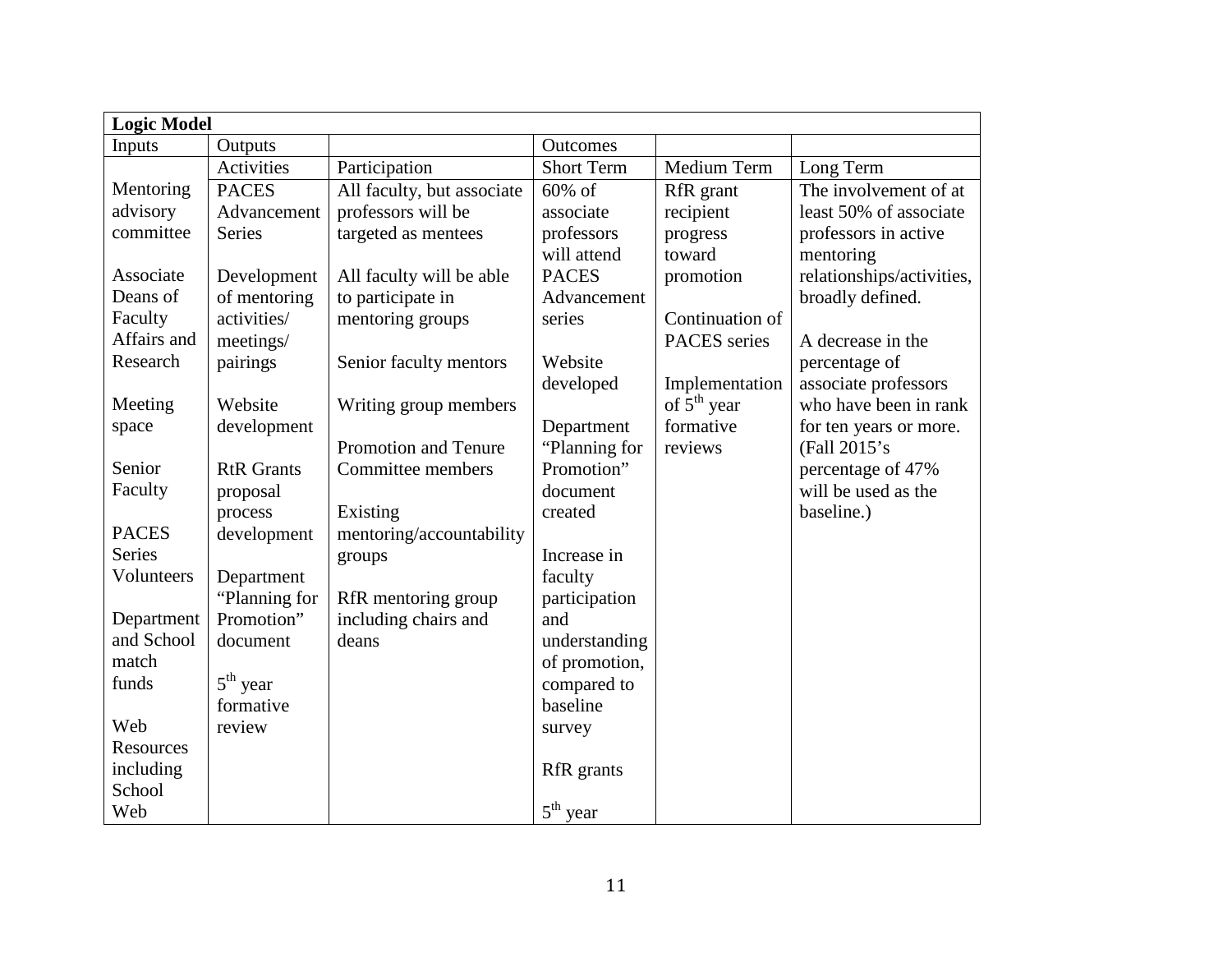| **Logic Model** | | | | | |
|---|---|---|---|---|---|
| Inputs | Outputs | | Outcomes | | |
| | Activities | Participation | Short Term | Medium Term | Long Term |
| Mentoring advisory committee<br><br>Associate Deans of Faculty Affairs and Research<br><br>Meeting space<br><br>Senior Faculty<br><br>PACES Series Volunteers<br><br>Department and School match funds<br><br>Web Resources including School Web | PACES Advancement Series<br><br>Development of mentoring activities/ meetings/ pairings<br><br>Website development<br><br>RtR Grants proposal process development<br><br>Department "Planning for Promotion" document<br><br>$5^{th}$ year formative review | All faculty, but associate professors will be targeted as mentees<br><br>All faculty will be able to participate in mentoring groups<br><br>Senior faculty mentors<br><br>Writing group members<br><br>Promotion and Tenure Committee members<br><br>Existing mentoring/accountability groups<br><br>RfR mentoring group including chairs and deans | 60% of associate professors will attend PACES Advancement series<br><br>Website developed<br><br>Department "Planning for Promotion" document created<br><br>Increase in faculty participation and understanding of promotion, compared to baseline survey<br><br>RfR grants<br><br>$5^{th}$ year | RfR grant recipient progress toward promotion<br><br>Continuation of PACES series<br><br>Implementation of $5^{th}$ year formative reviews | The involvement of at least 50% of associate professors in active mentoring relationships/activities, broadly defined.<br><br>A decrease in the percentage of associate professors who have been in rank for ten years or more. (Fall 2015's percentage of 47% will be used as the baseline.) |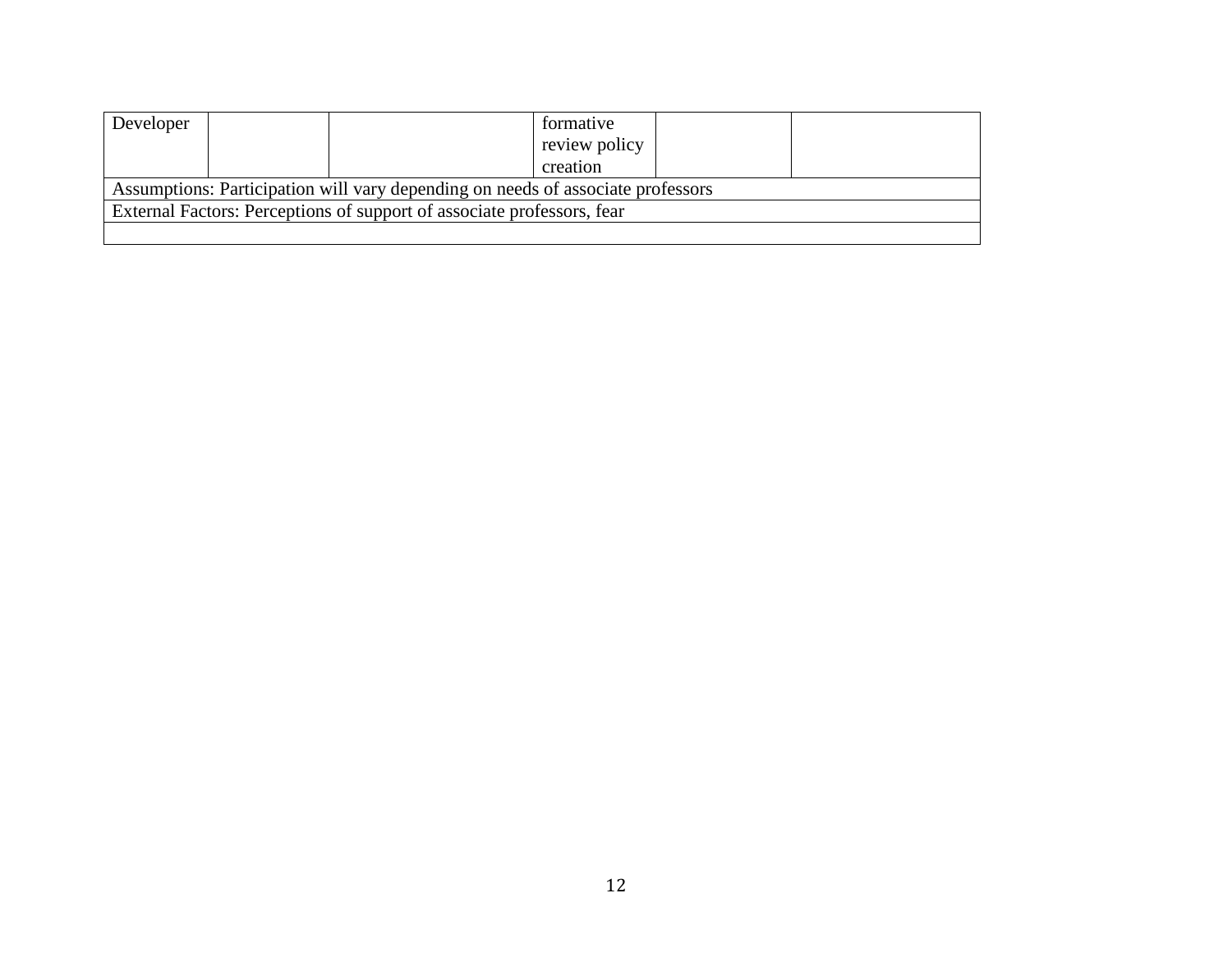| Developer | | | formative review policy creation | | |
|---|---|---|---|---|---|
| Assumptions: Participation will vary depending on needs of associate professors | | | | | |
| External Factors: Perceptions of support of associate professors, fear | | | | | |
| | | | | | |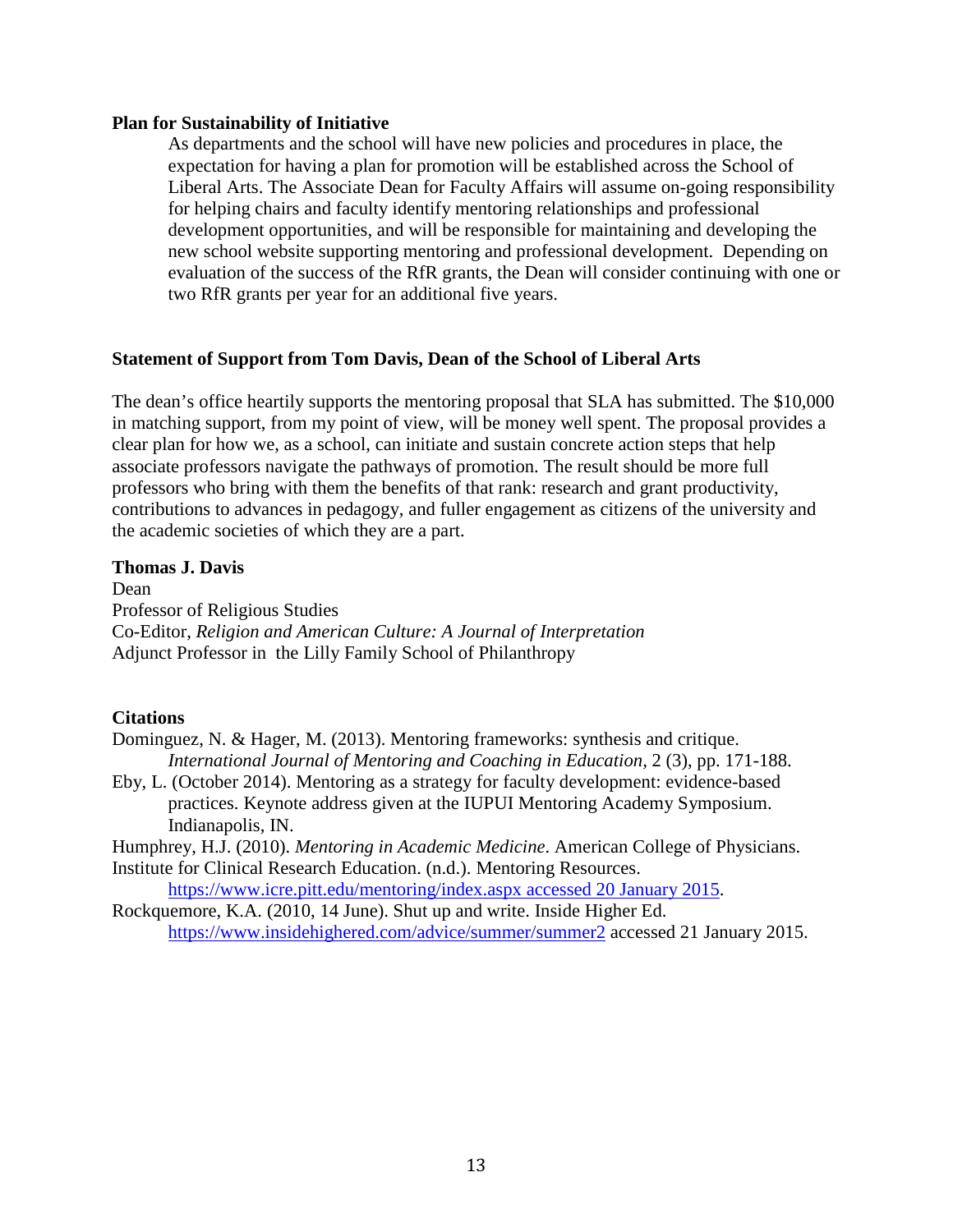**Plan for Sustainability of Initiative**

As departments and the school will have new policies and procedures in place, the expectation for having a plan for promotion will be established across the School of Liberal Arts. The Associate Dean for Faculty Affairs will assume on-going responsibility for helping chairs and faculty identify mentoring relationships and professional development opportunities, and will be responsible for maintaining and developing the new school website supporting mentoring and professional development. Depending on evaluation of the success of the RfR grants, the Dean will consider continuing with one or two RfR grants per year for an additional five years.

**Statement of Support from Tom Davis, Dean of the School of Liberal Arts**

The dean's office heartily supports the mentoring proposal that SLA has submitted. The $10,000 in matching support, from my point of view, will be money well spent. The proposal provides a clear plan for how we, as a school, can initiate and sustain concrete action steps that help associate professors navigate the pathways of promotion. The result should be more full professors who bring with them the benefits of that rank: research and grant productivity, contributions to advances in pedagogy, and fuller engagement as citizens of the university and the academic societies of which they are a part.

**Thomas J. Davis**
Dean
Professor of Religious Studies
Co-Editor, *Religion and American Culture: A Journal of Interpretation*
Adjunct Professor in the Lilly Family School of Philanthropy

**Citations**

Dominguez, N. & Hager, M. (2013). Mentoring frameworks: synthesis and critique. *International Journal of Mentoring and Coaching in Education,* 2 (3), pp. 171-188.

Eby, L. (October 2014). Mentoring as a strategy for faculty development: evidence-based practices. Keynote address given at the IUPUI Mentoring Academy Symposium. Indianapolis, IN.

Humphrey, H.J. (2010). *Mentoring in Academic Medicine*. American College of Physicians.

Institute for Clinical Research Education. (n.d.). Mentoring Resources. https://www.icre.pitt.edu/mentoring/index.aspx accessed 20 January 2015.

Rockquemore, K.A. (2010, 14 June). Shut up and write. Inside Higher Ed. https://www.insidehighered.com/advice/summer/summer2 accessed 21 January 2015.